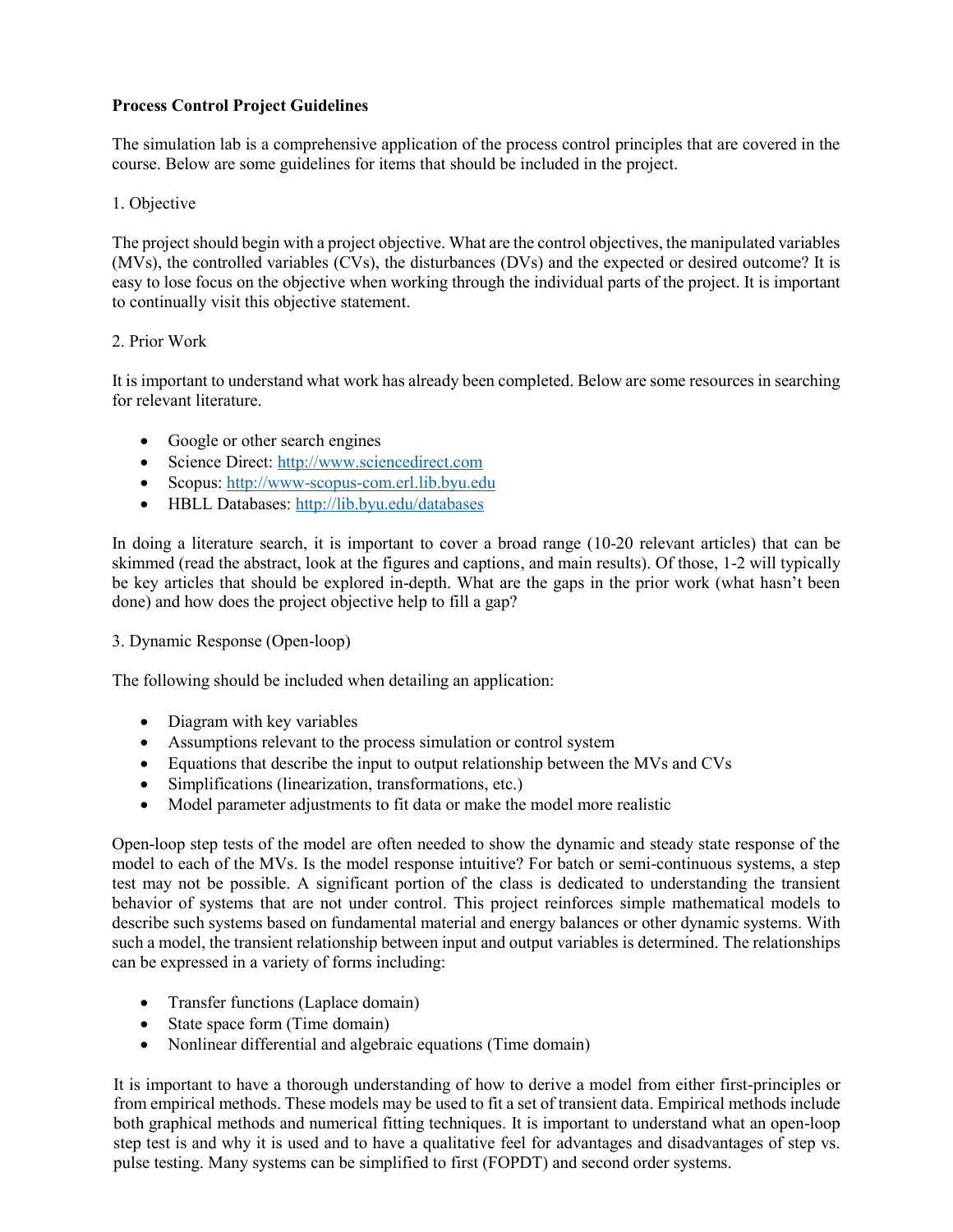**Process Control Project Guidelines**

The simulation lab is a comprehensive application of the process control principles that are covered in the course. Below are some guidelines for items that should be included in the project.

1. Objective

The project should begin with a project objective. What are the control objectives, the manipulated variables (MVs), the controlled variables (CVs), the disturbances (DVs) and the expected or desired outcome? It is easy to lose focus on the objective when working through the individual parts of the project. It is important to continually visit this objective statement.

2. Prior Work

It is important to understand what work has already been completed. Below are some resources in searching for relevant literature.

- Google or other search engines
- Science Direct: http://www.sciencedirect.com
- Scopus: http://www-scopus-com.erl.lib.byu.edu
- HBLL Databases: http://lib.byu.edu/databases

In doing a literature search, it is important to cover a broad range (10-20 relevant articles) that can be skimmed (read the abstract, look at the figures and captions, and main results). Of those, 1-2 will typically be key articles that should be explored in-depth. What are the gaps in the prior work (what hasn't been done) and how does the project objective help to fill a gap?

3. Dynamic Response (Open-loop)

The following should be included when detailing an application:

- Diagram with key variables
- Assumptions relevant to the process simulation or control system
- Equations that describe the input to output relationship between the MVs and CVs
- Simplifications (linearization, transformations, etc.)
- Model parameter adjustments to fit data or make the model more realistic

Open-loop step tests of the model are often needed to show the dynamic and steady state response of the model to each of the MVs. Is the model response intuitive? For batch or semi-continuous systems, a step test may not be possible. A significant portion of the class is dedicated to understanding the transient behavior of systems that are not under control. This project reinforces simple mathematical models to describe such systems based on fundamental material and energy balances or other dynamic systems. With such a model, the transient relationship between input and output variables is determined. The relationships can be expressed in a variety of forms including:

- Transfer functions (Laplace domain)
- State space form (Time domain)
- Nonlinear differential and algebraic equations (Time domain)

It is important to have a thorough understanding of how to derive a model from either first-principles or from empirical methods. These models may be used to fit a set of transient data. Empirical methods include both graphical methods and numerical fitting techniques. It is important to understand what an open-loop step test is and why it is used and to have a qualitative feel for advantages and disadvantages of step vs. pulse testing. Many systems can be simplified to first (FOPDT) and second order systems.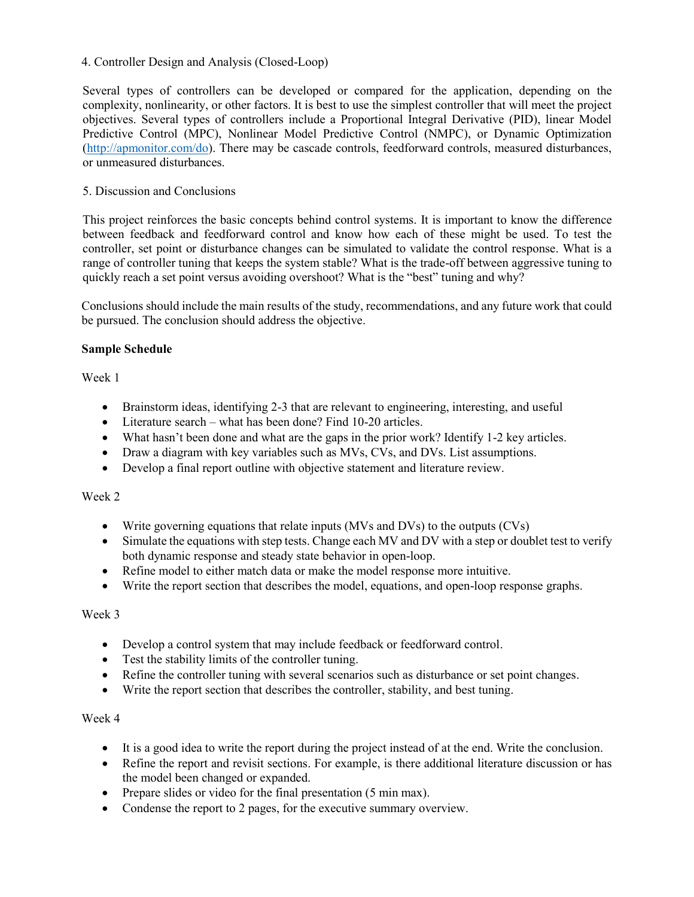4. Controller Design and Analysis (Closed-Loop)

Several types of controllers can be developed or compared for the application, depending on the complexity, nonlinearity, or other factors. It is best to use the simplest controller that will meet the project objectives. Several types of controllers include a Proportional Integral Derivative (PID), linear Model Predictive Control (MPC), Nonlinear Model Predictive Control (NMPC), or Dynamic Optimization (http://apmonitor.com/do). There may be cascade controls, feedforward controls, measured disturbances, or unmeasured disturbances.

5. Discussion and Conclusions

This project reinforces the basic concepts behind control systems. It is important to know the difference between feedback and feedforward control and know how each of these might be used. To test the controller, set point or disturbance changes can be simulated to validate the control response. What is a range of controller tuning that keeps the system stable? What is the trade-off between aggressive tuning to quickly reach a set point versus avoiding overshoot? What is the "best" tuning and why?

Conclusions should include the main results of the study, recommendations, and any future work that could be pursued. The conclusion should address the objective.

**Sample Schedule**

Week 1

- Brainstorm ideas, identifying 2-3 that are relevant to engineering, interesting, and useful
- Literature search – what has been done? Find 10-20 articles.
- What hasn't been done and what are the gaps in the prior work? Identify 1-2 key articles.
- Draw a diagram with key variables such as MVs, CVs, and DVs. List assumptions.
- Develop a final report outline with objective statement and literature review.

Week 2

- Write governing equations that relate inputs (MVs and DVs) to the outputs (CVs)
- Simulate the equations with step tests. Change each MV and DV with a step or doublet test to verify both dynamic response and steady state behavior in open-loop.
- Refine model to either match data or make the model response more intuitive.
- Write the report section that describes the model, equations, and open-loop response graphs.

Week 3

- Develop a control system that may include feedback or feedforward control.
- Test the stability limits of the controller tuning.
- Refine the controller tuning with several scenarios such as disturbance or set point changes.
- Write the report section that describes the controller, stability, and best tuning.

Week 4

- It is a good idea to write the report during the project instead of at the end. Write the conclusion.
- Refine the report and revisit sections. For example, is there additional literature discussion or has the model been changed or expanded.
- Prepare slides or video for the final presentation (5 min max).
- Condense the report to 2 pages, for the executive summary overview.